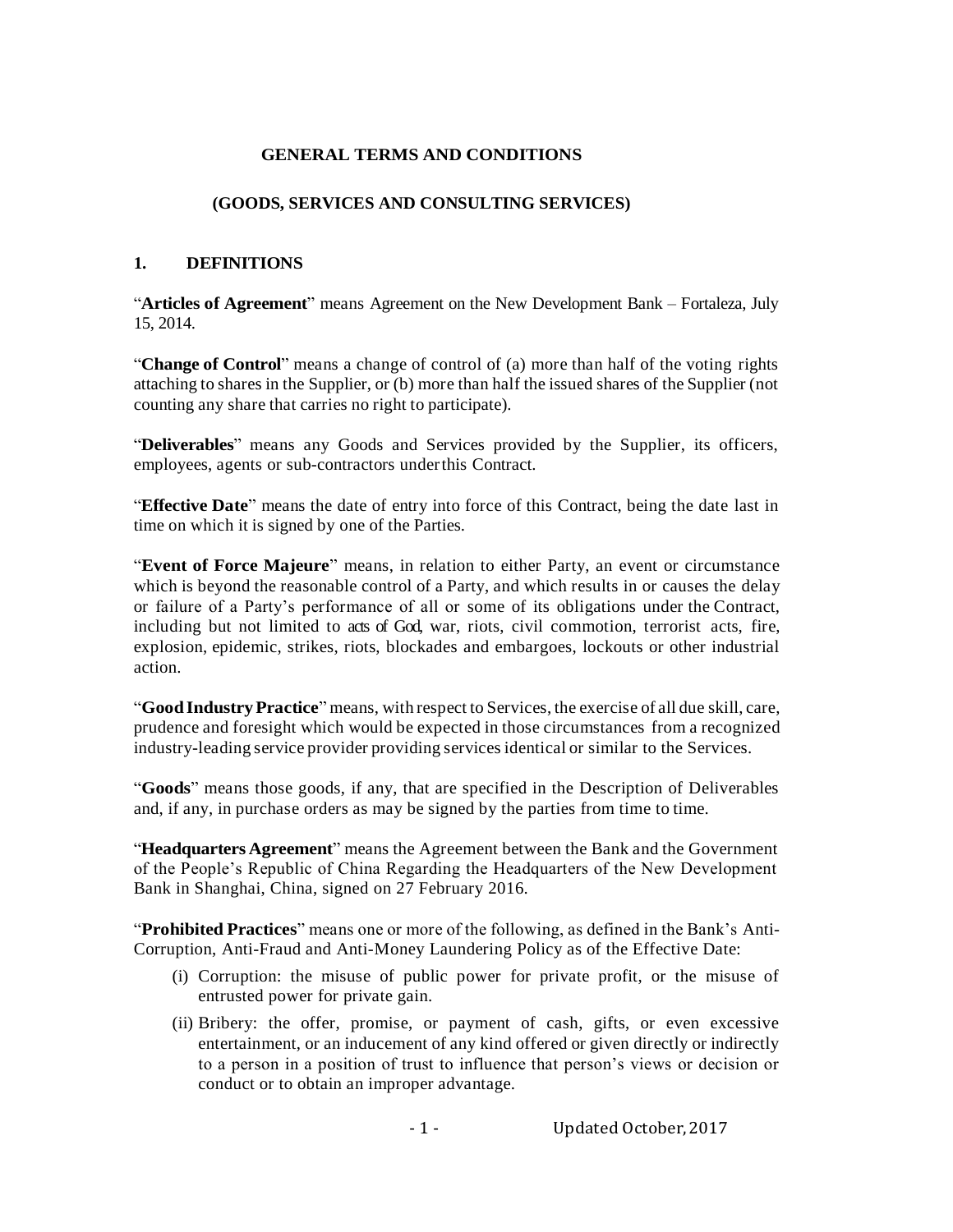# GENERAL TERMS AND CONDITIONS

## (GOODS, SERVICES AND CONSULTING SERVICES)

## 1. DEFINITIONS

"**Articles of Agreement**" means Agreement on the New Development Bank – Fortaleza, July 15, 2014.

"**Change of Control**" means a change of control of (a) more than half of the voting rights attaching to shares in the Supplier, or (b) more than half the issued shares of the Supplier (not counting any share that carries no right to participate).

"**Deliverables**" means any Goods and Services provided by the Supplier, its officers, employees, agents or sub-contractors under this Contract.

"**Effective Date**" means the date of entry into force of this Contract, being the date last in time on which it is signed by one of the Parties.

"**Event of Force Majeure**" means, in relation to either Party, an event or circumstance which is beyond the reasonable control of a Party, and which results in or causes the delay or failure of a Party's performance of all or some of its obligations under the Contract, including but not limited to acts of God, war, riots, civil commotion, terrorist acts, fire, explosion, epidemic, strikes, riots, blockades and embargoes, lockouts or other industrial action.

"**Good Industry Practice**" means, with respect to Services, the exercise of all due skill, care, prudence and foresight which would be expected in those circumstances from a recognized industry-leading service provider providing services identical or similar to the Services.

"**Goods**" means those goods, if any, that are specified in the Description of Deliverables and, if any, in purchase orders as may be signed by the parties from time to time.

"**Headquarters Agreement**" means the Agreement between the Bank and the Government of the People's Republic of China Regarding the Headquarters of the New Development Bank in Shanghai, China, signed on 27 February 2016.

"**Prohibited Practices**" means one or more of the following, as defined in the Bank's Anti-Corruption, Anti-Fraud and Anti-Money Laundering Policy as of the Effective Date:

(i) Corruption: the misuse of public power for private profit, or the misuse of entrusted power for private gain.

(ii) Bribery: the offer, promise, or payment of cash, gifts, or even excessive entertainment, or an inducement of any kind offered or given directly or indirectly to a person in a position of trust to influence that person's views or decision or conduct or to obtain an improper advantage.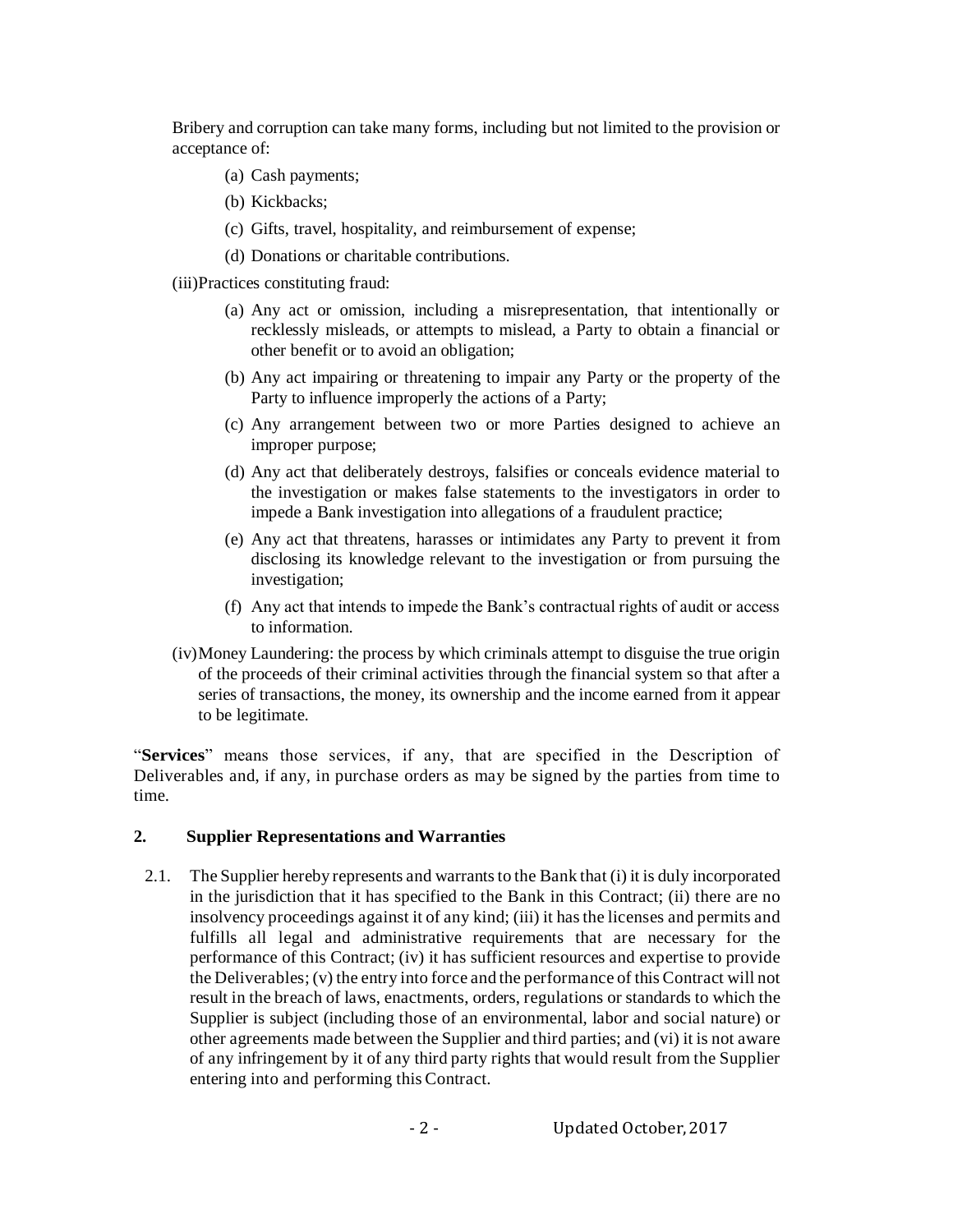Bribery and corruption can take many forms, including but not limited to the provision or acceptance of:

(a) Cash payments;

(b) Kickbacks;

(c) Gifts, travel, hospitality, and reimbursement of expense;

(d) Donations or charitable contributions.

(iii) Practices constituting fraud:

(a) Any act or omission, including a misrepresentation, that intentionally or recklessly misleads, or attempts to mislead, a Party to obtain a financial or other benefit or to avoid an obligation;

(b) Any act impairing or threatening to impair any Party or the property of the Party to influence improperly the actions of a Party;

(c) Any arrangement between two or more Parties designed to achieve an improper purpose;

(d) Any act that deliberately destroys, falsifies or conceals evidence material to the investigation or makes false statements to the investigators in order to impede a Bank investigation into allegations of a fraudulent practice;

(e) Any act that threatens, harasses or intimidates any Party to prevent it from disclosing its knowledge relevant to the investigation or from pursuing the investigation;

(f) Any act that intends to impede the Bank's contractual rights of audit or access to information.

(iv) Money Laundering: the process by which criminals attempt to disguise the true origin of the proceeds of their criminal activities through the financial system so that after a series of transactions, the money, its ownership and the income earned from it appear to be legitimate.

"**Services**" means those services, if any, that are specified in the Description of Deliverables and, if any, in purchase orders as may be signed by the parties from time to time.

## 2. Supplier Representations and Warranties

2.1. The Supplier hereby represents and warrants to the Bank that (i) it is duly incorporated in the jurisdiction that it has specified to the Bank in this Contract; (ii) there are no insolvency proceedings against it of any kind; (iii) it has the licenses and permits and fulfills all legal and administrative requirements that are necessary for the performance of this Contract; (iv) it has sufficient resources and expertise to provide the Deliverables; (v) the entry into force and the performance of this Contract will not result in the breach of laws, enactments, orders, regulations or standards to which the Supplier is subject (including those of an environmental, labor and social nature) or other agreements made between the Supplier and third parties; and (vi) it is not aware of any infringement by it of any third party rights that would result from the Supplier entering into and performing this Contract.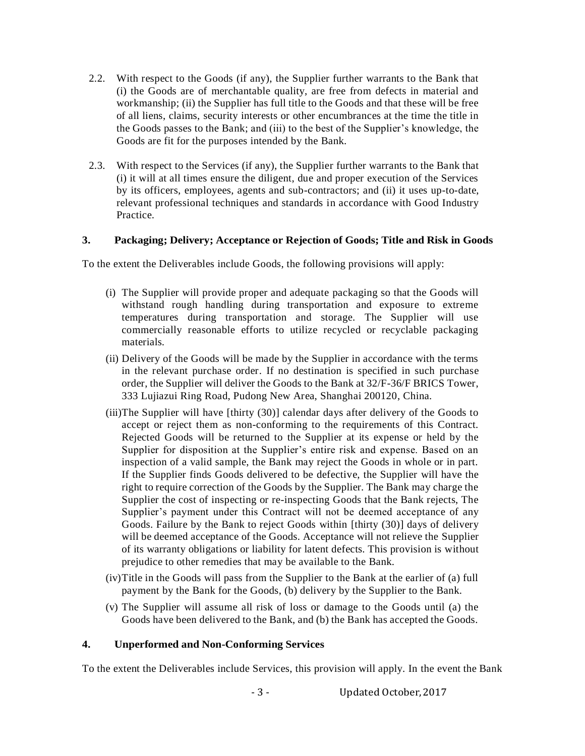2.2. With respect to the Goods (if any), the Supplier further warrants to the Bank that (i) the Goods are of merchantable quality, are free from defects in material and workmanship; (ii) the Supplier has full title to the Goods and that these will be free of all liens, claims, security interests or other encumbrances at the time the title in the Goods passes to the Bank; and (iii) to the best of the Supplier's knowledge, the Goods are fit for the purposes intended by the Bank.

2.3. With respect to the Services (if any), the Supplier further warrants to the Bank that (i) it will at all times ensure the diligent, due and proper execution of the Services by its officers, employees, agents and sub-contractors; and (ii) it uses up-to-date, relevant professional techniques and standards in accordance with Good Industry Practice.

**3. Packaging; Delivery; Acceptance or Rejection of Goods; Title and Risk in Goods**

To the extent the Deliverables include Goods, the following provisions will apply:

(i) The Supplier will provide proper and adequate packaging so that the Goods will withstand rough handling during transportation and exposure to extreme temperatures during transportation and storage. The Supplier will use commercially reasonable efforts to utilize recycled or recyclable packaging materials.

(ii) Delivery of the Goods will be made by the Supplier in accordance with the terms in the relevant purchase order. If no destination is specified in such purchase order, the Supplier will deliver the Goods to the Bank at 32/F-36/F BRICS Tower, 333 Lujiazui Ring Road, Pudong New Area, Shanghai 200120, China.

(iii) The Supplier will have [thirty (30)] calendar days after delivery of the Goods to accept or reject them as non-conforming to the requirements of this Contract. Rejected Goods will be returned to the Supplier at its expense or held by the Supplier for disposition at the Supplier's entire risk and expense. Based on an inspection of a valid sample, the Bank may reject the Goods in whole or in part. If the Supplier finds Goods delivered to be defective, the Supplier will have the right to require correction of the Goods by the Supplier. The Bank may charge the Supplier the cost of inspecting or re-inspecting Goods that the Bank rejects, The Supplier's payment under this Contract will not be deemed acceptance of any Goods. Failure by the Bank to reject Goods within [thirty (30)] days of delivery will be deemed acceptance of the Goods. Acceptance will not relieve the Supplier of its warranty obligations or liability for latent defects. This provision is without prejudice to other remedies that may be available to the Bank.

(iv) Title in the Goods will pass from the Supplier to the Bank at the earlier of (a) full payment by the Bank for the Goods, (b) delivery by the Supplier to the Bank.

(v) The Supplier will assume all risk of loss or damage to the Goods until (a) the Goods have been delivered to the Bank, and (b) the Bank has accepted the Goods.

**4. Unperformed and Non-Conforming Services**

To the extent the Deliverables include Services, this provision will apply. In the event the Bank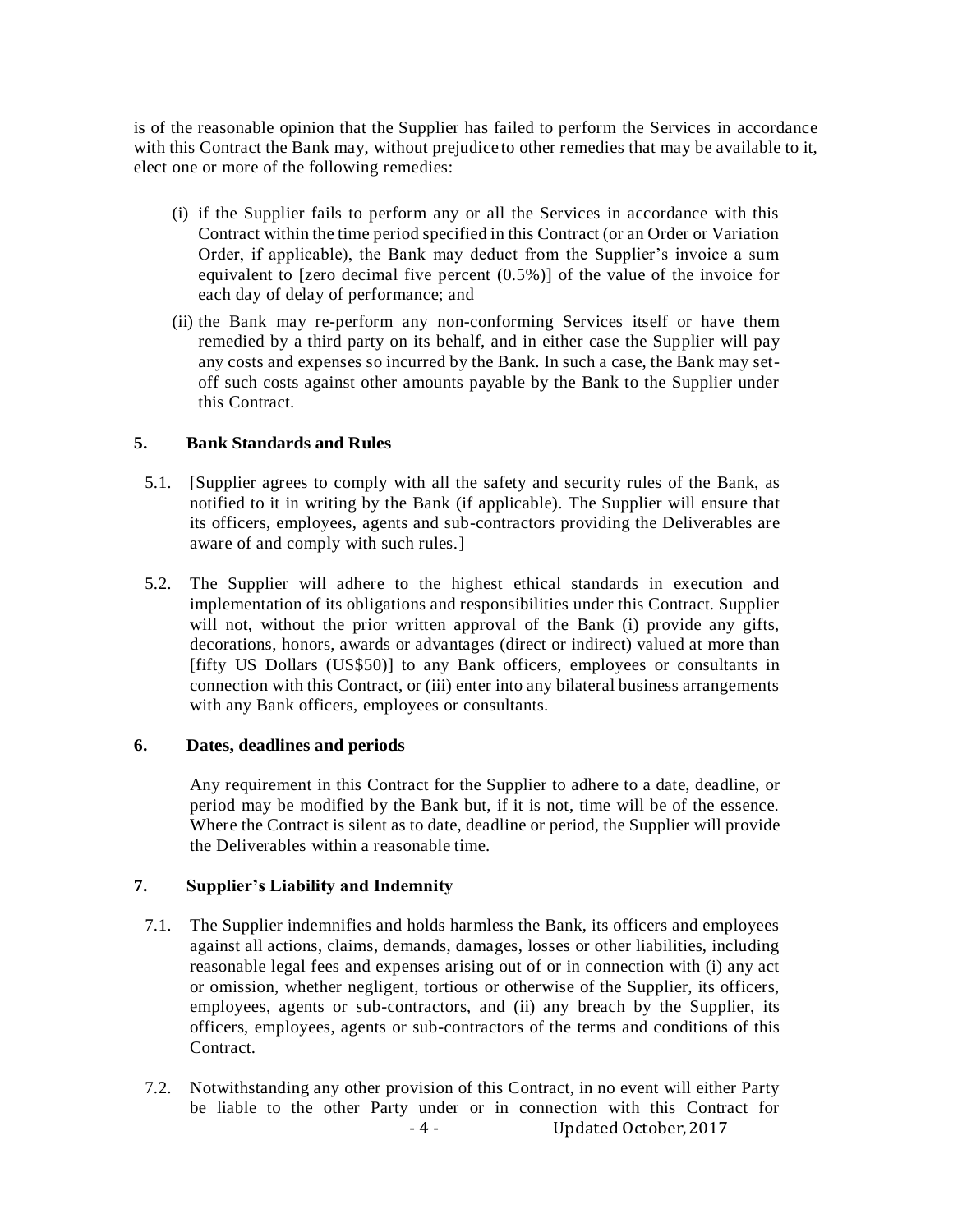is of the reasonable opinion that the Supplier has failed to perform the Services in accordance with this Contract the Bank may, without prejudice to other remedies that may be available to it, elect one or more of the following remedies:

(i) if the Supplier fails to perform any or all the Services in accordance with this Contract within the time period specified in this Contract (or an Order or Variation Order, if applicable), the Bank may deduct from the Supplier's invoice a sum equivalent to [zero decimal five percent (0.5%)] of the value of the invoice for each day of delay of performance; and

(ii) the Bank may re-perform any non-conforming Services itself or have them remedied by a third party on its behalf, and in either case the Supplier will pay any costs and expenses so incurred by the Bank. In such a case, the Bank may set-off such costs against other amounts payable by the Bank to the Supplier under this Contract.

## 5. Bank Standards and Rules

5.1. [Supplier agrees to comply with all the safety and security rules of the Bank, as notified to it in writing by the Bank (if applicable). The Supplier will ensure that its officers, employees, agents and sub-contractors providing the Deliverables are aware of and comply with such rules.]

5.2. The Supplier will adhere to the highest ethical standards in execution and implementation of its obligations and responsibilities under this Contract. Supplier will not, without the prior written approval of the Bank (i) provide any gifts, decorations, honors, awards or advantages (direct or indirect) valued at more than [fifty US Dollars (US$50)] to any Bank officers, employees or consultants in connection with this Contract, or (iii) enter into any bilateral business arrangements with any Bank officers, employees or consultants.

## 6. Dates, deadlines and periods

Any requirement in this Contract for the Supplier to adhere to a date, deadline, or period may be modified by the Bank but, if it is not, time will be of the essence. Where the Contract is silent as to date, deadline or period, the Supplier will provide the Deliverables within a reasonable time.

## 7. Supplier's Liability and Indemnity

7.1. The Supplier indemnifies and holds harmless the Bank, its officers and employees against all actions, claims, demands, damages, losses or other liabilities, including reasonable legal fees and expenses arising out of or in connection with (i) any act or omission, whether negligent, tortious or otherwise of the Supplier, its officers, employees, agents or sub-contractors, and (ii) any breach by the Supplier, its officers, employees, agents or sub-contractors of the terms and conditions of this Contract.

7.2. Notwithstanding any other provision of this Contract, in no event will either Party be liable to the other Party under or in connection with this Contract for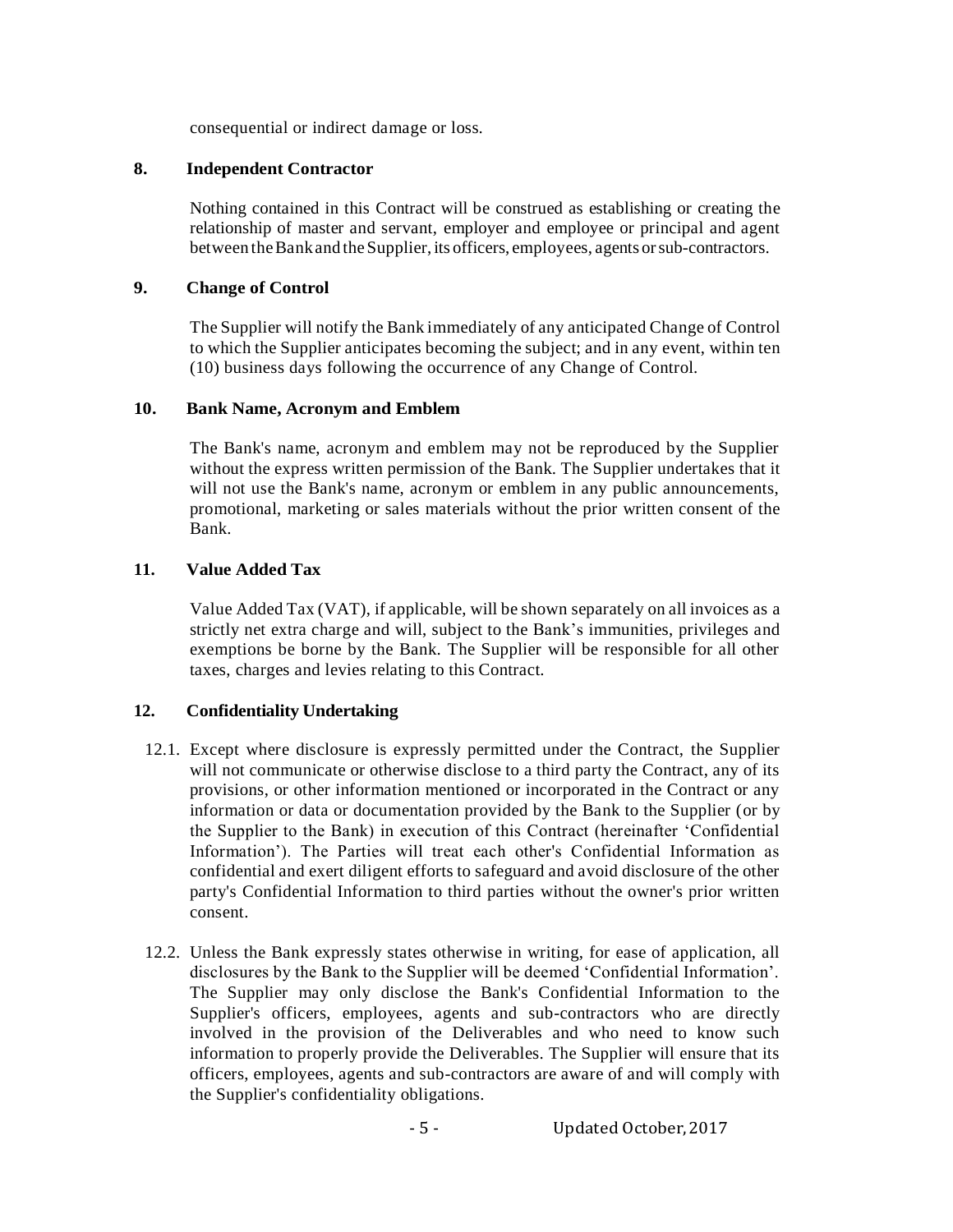consequential or indirect damage or loss.

## 8. Independent Contractor

Nothing contained in this Contract will be construed as establishing or creating the relationship of master and servant, employer and employee or principal and agent between the Bank and the Supplier, its officers, employees, agents or sub-contractors.

## 9. Change of Control

The Supplier will notify the Bank immediately of any anticipated Change of Control to which the Supplier anticipates becoming the subject; and in any event, within ten (10) business days following the occurrence of any Change of Control.

## 10. Bank Name, Acronym and Emblem

The Bank's name, acronym and emblem may not be reproduced by the Supplier without the express written permission of the Bank. The Supplier undertakes that it will not use the Bank's name, acronym or emblem in any public announcements, promotional, marketing or sales materials without the prior written consent of the Bank.

## 11. Value Added Tax

Value Added Tax (VAT), if applicable, will be shown separately on all invoices as a strictly net extra charge and will, subject to the Bank's immunities, privileges and exemptions be borne by the Bank. The Supplier will be responsible for all other taxes, charges and levies relating to this Contract.

## 12. Confidentiality Undertaking

12.1. Except where disclosure is expressly permitted under the Contract, the Supplier will not communicate or otherwise disclose to a third party the Contract, any of its provisions, or other information mentioned or incorporated in the Contract or any information or data or documentation provided by the Bank to the Supplier (or by the Supplier to the Bank) in execution of this Contract (hereinafter 'Confidential Information'). The Parties will treat each other's Confidential Information as confidential and exert diligent efforts to safeguard and avoid disclosure of the other party's Confidential Information to third parties without the owner's prior written consent.

12.2. Unless the Bank expressly states otherwise in writing, for ease of application, all disclosures by the Bank to the Supplier will be deemed 'Confidential Information'. The Supplier may only disclose the Bank's Confidential Information to the Supplier's officers, employees, agents and sub-contractors who are directly involved in the provision of the Deliverables and who need to know such information to properly provide the Deliverables. The Supplier will ensure that its officers, employees, agents and sub-contractors are aware of and will comply with the Supplier's confidentiality obligations.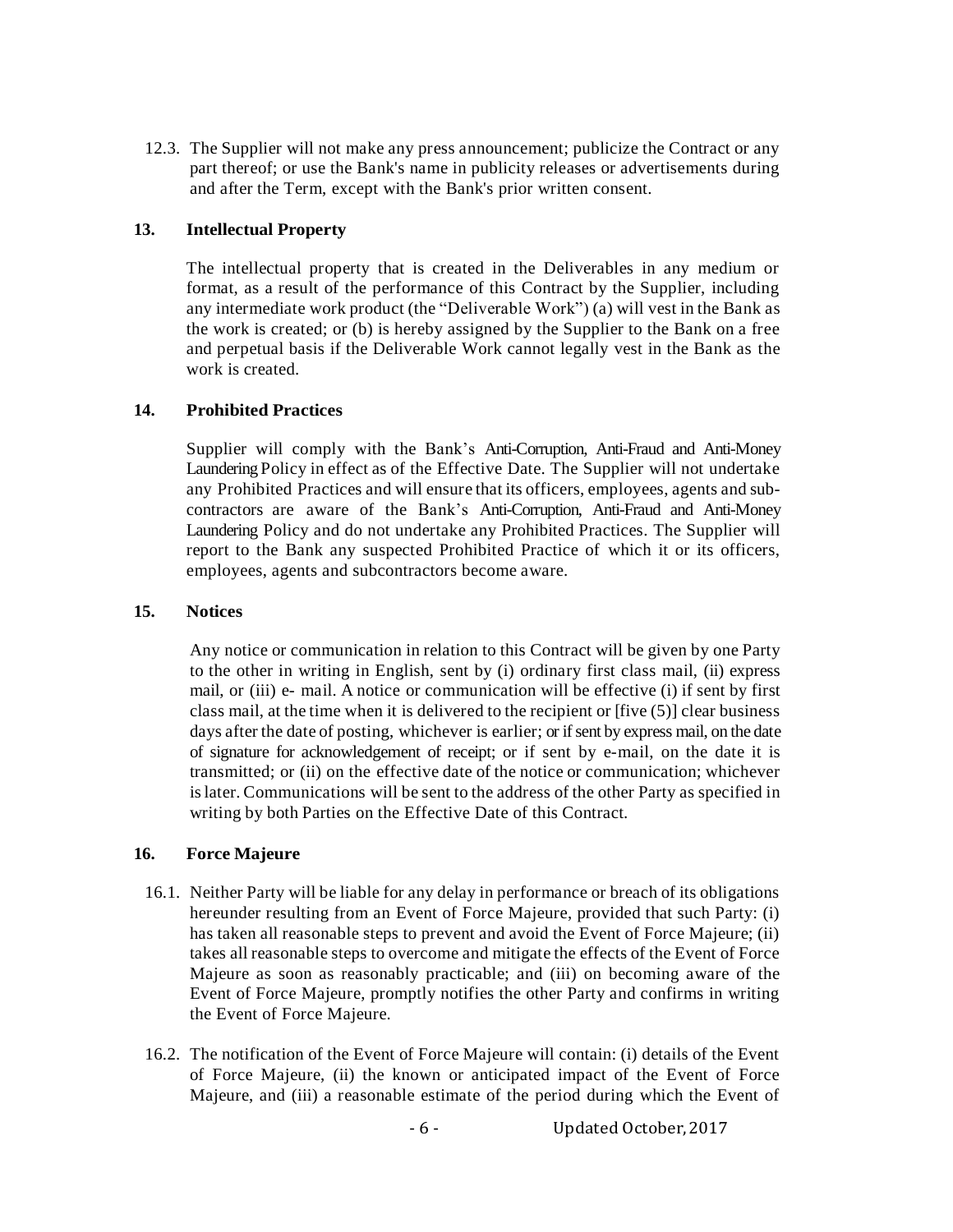12.3. The Supplier will not make any press announcement; publicize the Contract or any part thereof; or use the Bank's name in publicity releases or advertisements during and after the Term, except with the Bank's prior written consent.

## 13. Intellectual Property

The intellectual property that is created in the Deliverables in any medium or format, as a result of the performance of this Contract by the Supplier, including any intermediate work product (the "Deliverable Work") (a) will vest in the Bank as the work is created; or (b) is hereby assigned by the Supplier to the Bank on a free and perpetual basis if the Deliverable Work cannot legally vest in the Bank as the work is created.

## 14. Prohibited Practices

Supplier will comply with the Bank's Anti-Corruption, Anti-Fraud and Anti-Money Laundering Policy in effect as of the Effective Date. The Supplier will not undertake any Prohibited Practices and will ensure that its officers, employees, agents and sub-contractors are aware of the Bank's Anti-Corruption, Anti-Fraud and Anti-Money Laundering Policy and do not undertake any Prohibited Practices. The Supplier will report to the Bank any suspected Prohibited Practice of which it or its officers, employees, agents and subcontractors become aware.

## 15. Notices

Any notice or communication in relation to this Contract will be given by one Party to the other in writing in English, sent by (i) ordinary first class mail, (ii) express mail, or (iii) e- mail. A notice or communication will be effective (i) if sent by first class mail, at the time when it is delivered to the recipient or [five (5)] clear business days after the date of posting, whichever is earlier; or if sent by express mail, on the date of signature for acknowledgement of receipt; or if sent by e-mail, on the date it is transmitted; or (ii) on the effective date of the notice or communication; whichever is later. Communications will be sent to the address of the other Party as specified in writing by both Parties on the Effective Date of this Contract.

## 16. Force Majeure

16.1. Neither Party will be liable for any delay in performance or breach of its obligations hereunder resulting from an Event of Force Majeure, provided that such Party: (i) has taken all reasonable steps to prevent and avoid the Event of Force Majeure; (ii) takes all reasonable steps to overcome and mitigate the effects of the Event of Force Majeure as soon as reasonably practicable; and (iii) on becoming aware of the Event of Force Majeure, promptly notifies the other Party and confirms in writing the Event of Force Majeure.

16.2. The notification of the Event of Force Majeure will contain: (i) details of the Event of Force Majeure, (ii) the known or anticipated impact of the Event of Force Majeure, and (iii) a reasonable estimate of the period during which the Event of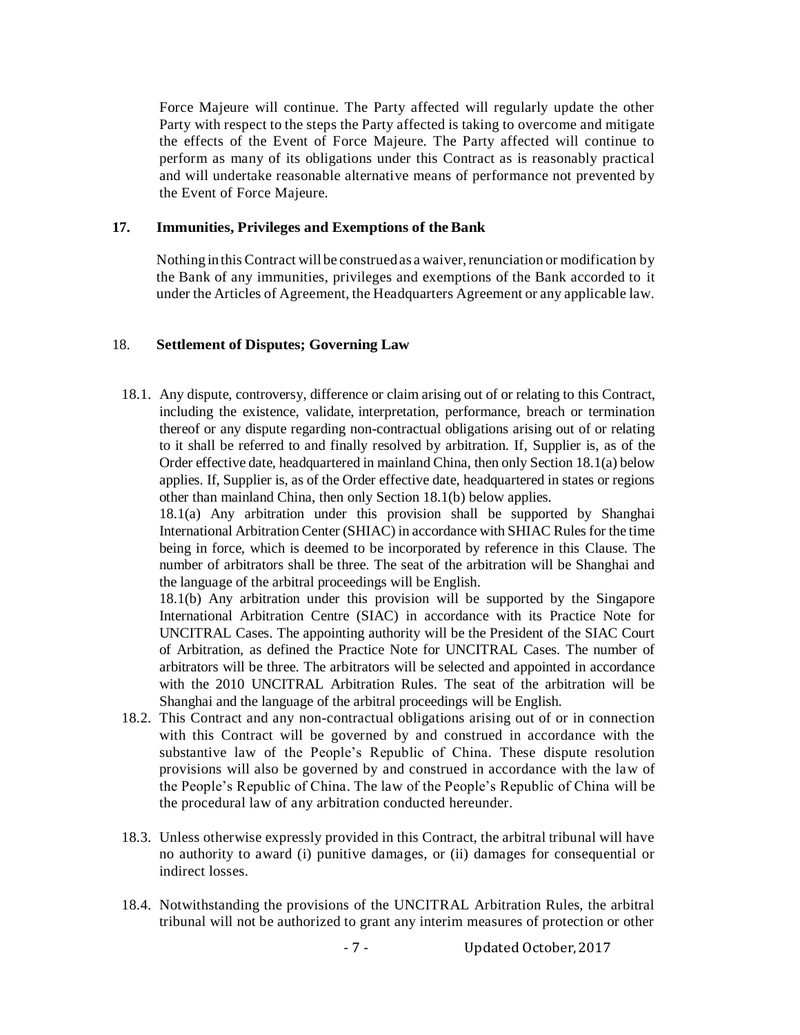Force Majeure will continue. The Party affected will regularly update the other Party with respect to the steps the Party affected is taking to overcome and mitigate the effects of the Event of Force Majeure. The Party affected will continue to perform as many of its obligations under this Contract as is reasonably practical and will undertake reasonable alternative means of performance not prevented by the Event of Force Majeure.

## 17. Immunities, Privileges and Exemptions of the Bank

Nothing in this Contract will be construed as a waiver, renunciation or modification by the Bank of any immunities, privileges and exemptions of the Bank accorded to it under the Articles of Agreement, the Headquarters Agreement or any applicable law.

## 18. Settlement of Disputes; Governing Law

18.1. Any dispute, controversy, difference or claim arising out of or relating to this Contract, including the existence, validate, interpretation, performance, breach or termination thereof or any dispute regarding non-contractual obligations arising out of or relating to it shall be referred to and finally resolved by arbitration. If, Supplier is, as of the Order effective date, headquartered in mainland China, then only Section 18.1(a) below applies. If, Supplier is, as of the Order effective date, headquartered in states or regions other than mainland China, then only Section 18.1(b) below applies.

18.1(a) Any arbitration under this provision shall be supported by Shanghai International Arbitration Center (SHIAC) in accordance with SHIAC Rules for the time being in force, which is deemed to be incorporated by reference in this Clause. The number of arbitrators shall be three. The seat of the arbitration will be Shanghai and the language of the arbitral proceedings will be English.

18.1(b) Any arbitration under this provision will be supported by the Singapore International Arbitration Centre (SIAC) in accordance with its Practice Note for UNCITRAL Cases. The appointing authority will be the President of the SIAC Court of Arbitration, as defined the Practice Note for UNCITRAL Cases. The number of arbitrators will be three. The arbitrators will be selected and appointed in accordance with the 2010 UNCITRAL Arbitration Rules. The seat of the arbitration will be Shanghai and the language of the arbitral proceedings will be English.

18.2. This Contract and any non-contractual obligations arising out of or in connection with this Contract will be governed by and construed in accordance with the substantive law of the People's Republic of China. These dispute resolution provisions will also be governed by and construed in accordance with the law of the People's Republic of China. The law of the People's Republic of China will be the procedural law of any arbitration conducted hereunder.

18.3. Unless otherwise expressly provided in this Contract, the arbitral tribunal will have no authority to award (i) punitive damages, or (ii) damages for consequential or indirect losses.

18.4. Notwithstanding the provisions of the UNCITRAL Arbitration Rules, the arbitral tribunal will not be authorized to grant any interim measures of protection or other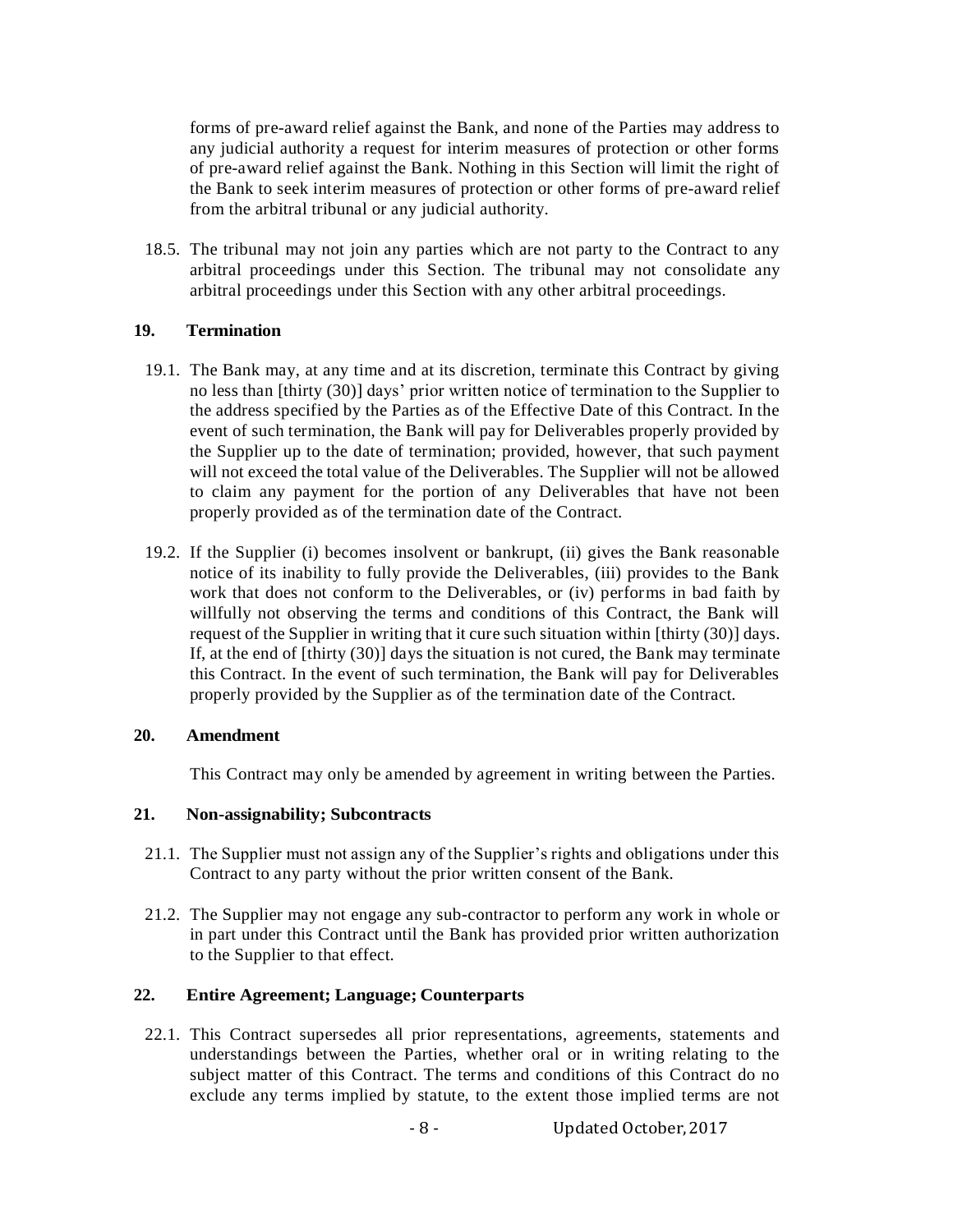forms of pre-award relief against the Bank, and none of the Parties may address to any judicial authority a request for interim measures of protection or other forms of pre-award relief against the Bank. Nothing in this Section will limit the right of the Bank to seek interim measures of protection or other forms of pre-award relief from the arbitral tribunal or any judicial authority.

18.5. The tribunal may not join any parties which are not party to the Contract to any arbitral proceedings under this Section. The tribunal may not consolidate any arbitral proceedings under this Section with any other arbitral proceedings.

## 19. Termination

19.1. The Bank may, at any time and at its discretion, terminate this Contract by giving no less than [thirty (30)] days' prior written notice of termination to the Supplier to the address specified by the Parties as of the Effective Date of this Contract. In the event of such termination, the Bank will pay for Deliverables properly provided by the Supplier up to the date of termination; provided, however, that such payment will not exceed the total value of the Deliverables. The Supplier will not be allowed to claim any payment for the portion of any Deliverables that have not been properly provided as of the termination date of the Contract.

19.2. If the Supplier (i) becomes insolvent or bankrupt, (ii) gives the Bank reasonable notice of its inability to fully provide the Deliverables, (iii) provides to the Bank work that does not conform to the Deliverables, or (iv) performs in bad faith by willfully not observing the terms and conditions of this Contract, the Bank will request of the Supplier in writing that it cure such situation within [thirty (30)] days. If, at the end of [thirty (30)] days the situation is not cured, the Bank may terminate this Contract. In the event of such termination, the Bank will pay for Deliverables properly provided by the Supplier as of the termination date of the Contract.

## 20. Amendment

This Contract may only be amended by agreement in writing between the Parties.

## 21. Non-assignability; Subcontracts

21.1. The Supplier must not assign any of the Supplier's rights and obligations under this Contract to any party without the prior written consent of the Bank.

21.2. The Supplier may not engage any sub-contractor to perform any work in whole or in part under this Contract until the Bank has provided prior written authorization to the Supplier to that effect.

## 22. Entire Agreement; Language; Counterparts

22.1. This Contract supersedes all prior representations, agreements, statements and understandings between the Parties, whether oral or in writing relating to the subject matter of this Contract. The terms and conditions of this Contract do no exclude any terms implied by statute, to the extent those implied terms are not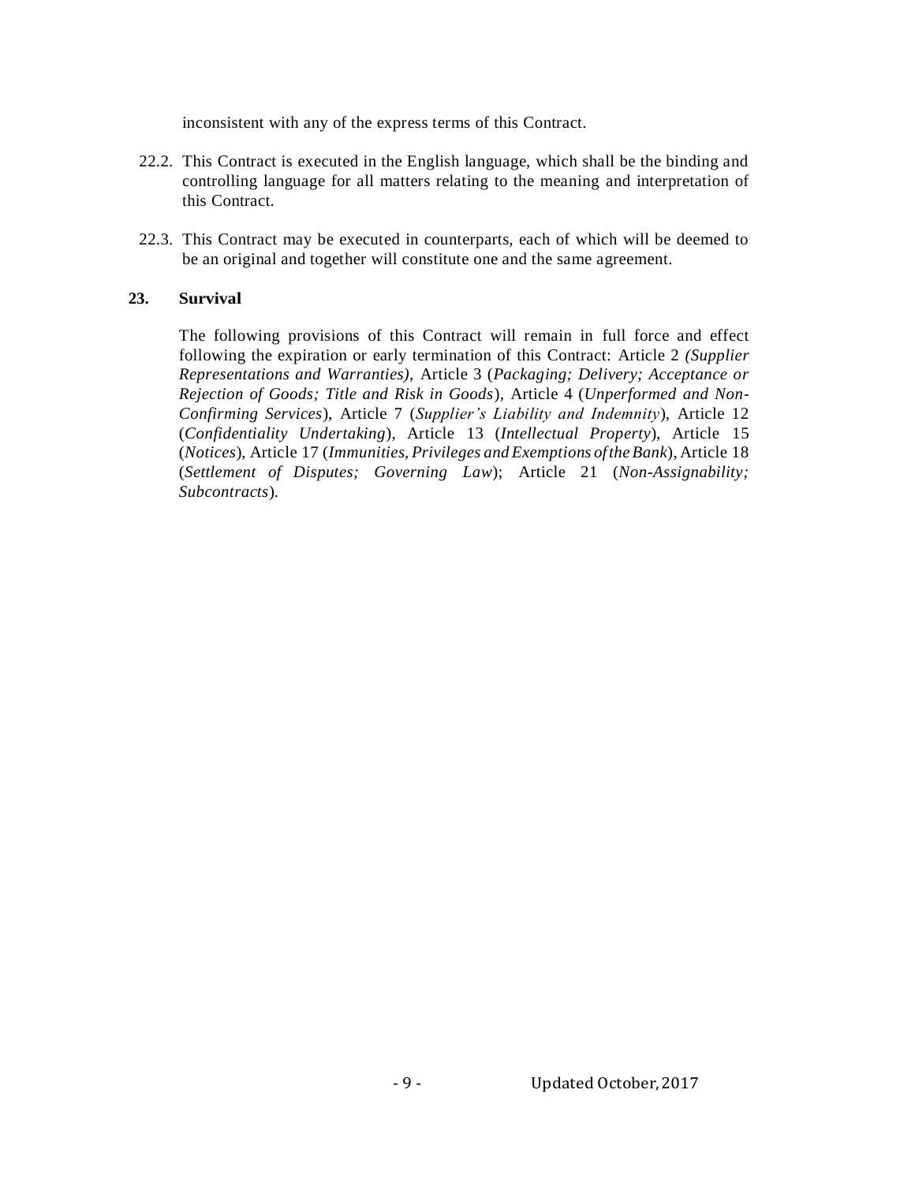inconsistent with any of the express terms of this Contract.

22.2. This Contract is executed in the English language, which shall be the binding and controlling language for all matters relating to the meaning and interpretation of this Contract.

22.3. This Contract may be executed in counterparts, each of which will be deemed to be an original and together will constitute one and the same agreement.

**23. Survival**

The following provisions of this Contract will remain in full force and effect following the expiration or early termination of this Contract: Article 2 *(Supplier Representations and Warranties)*, Article 3 (*Packaging; Delivery; Acceptance or Rejection of Goods; Title and Risk in Goods*), Article 4 (*Unperformed and Non-Confirming Services*), Article 7 (*Supplier's Liability and Indemnity*), Article 12 (*Confidentiality Undertaking*), Article 13 (*Intellectual Property*), Article 15 (*Notices*), Article 17 (*Immunities, Privileges and Exemptions of the Bank*), Article 18 (*Settlement of Disputes; Governing Law*); Article 21 (*Non-Assignability; Subcontracts*).